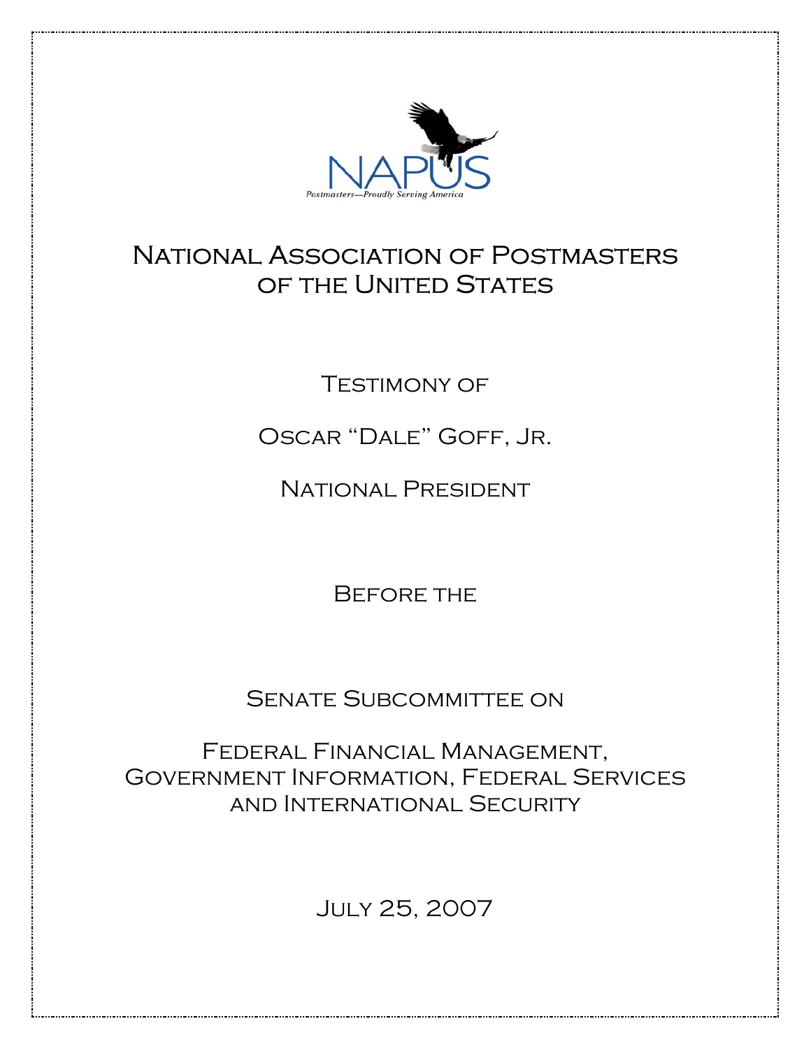NAPUS

*Postmasters—Proudly Serving America*

# National Association of Postmasters of the United States

Testimony of

Oscar "Dale" Goff, Jr.

National President

Before the

Senate Subcommittee on

Federal Financial Management, Government Information, Federal Services and International Security

July 25, 2007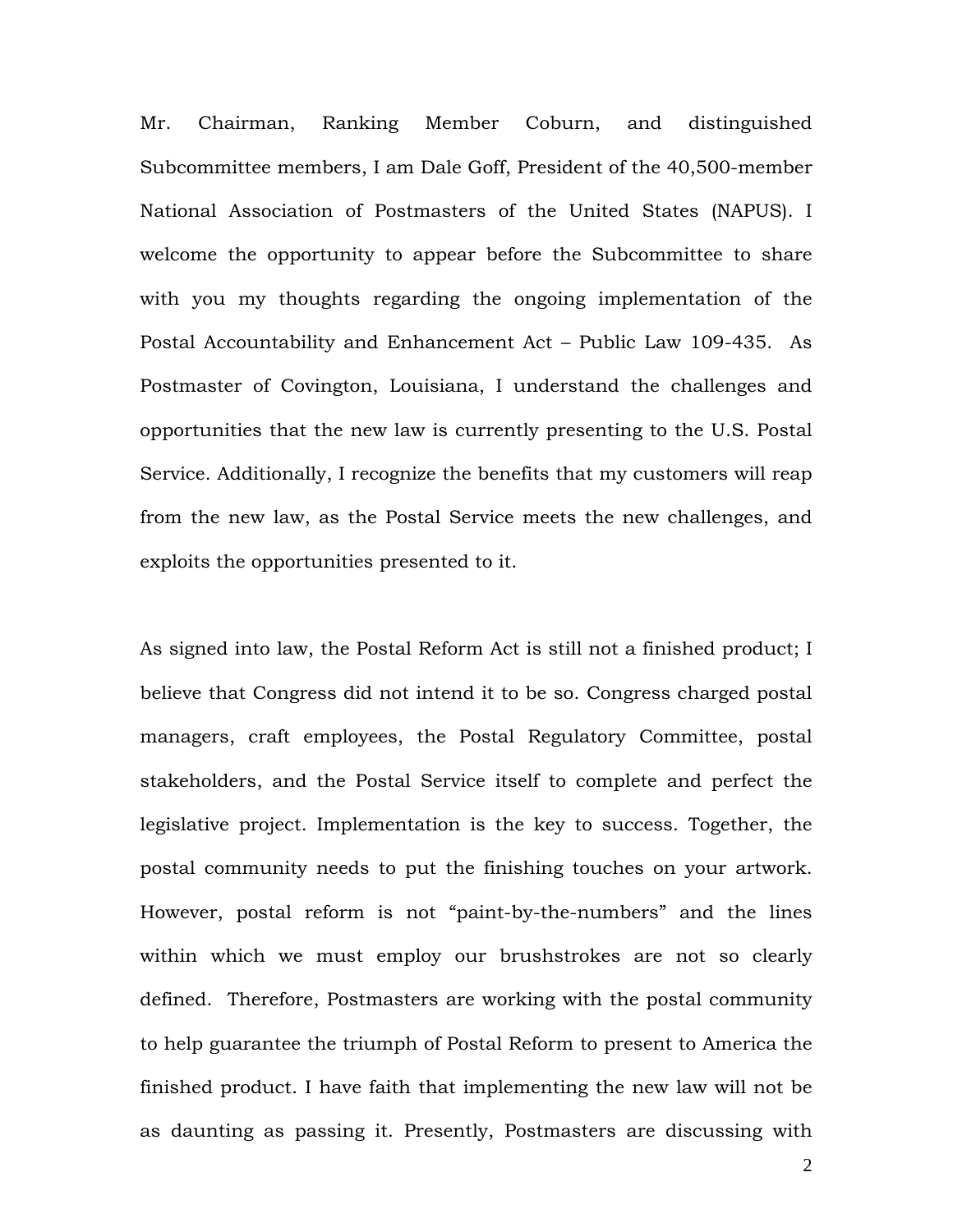Mr. Chairman, Ranking Member Coburn, and distinguished Subcommittee members, I am Dale Goff, President of the 40,500-member National Association of Postmasters of the United States (NAPUS). I welcome the opportunity to appear before the Subcommittee to share with you my thoughts regarding the ongoing implementation of the Postal Accountability and Enhancement Act – Public Law 109-435. As Postmaster of Covington, Louisiana, I understand the challenges and opportunities that the new law is currently presenting to the U.S. Postal Service. Additionally, I recognize the benefits that my customers will reap from the new law, as the Postal Service meets the new challenges, and exploits the opportunities presented to it.

As signed into law, the Postal Reform Act is still not a finished product; I believe that Congress did not intend it to be so. Congress charged postal managers, craft employees, the Postal Regulatory Committee, postal stakeholders, and the Postal Service itself to complete and perfect the legislative project. Implementation is the key to success. Together, the postal community needs to put the finishing touches on your artwork. However, postal reform is not "paint-by-the-numbers" and the lines within which we must employ our brushstrokes are not so clearly defined. Therefore, Postmasters are working with the postal community to help guarantee the triumph of Postal Reform to present to America the finished product. I have faith that implementing the new law will not be as daunting as passing it. Presently, Postmasters are discussing with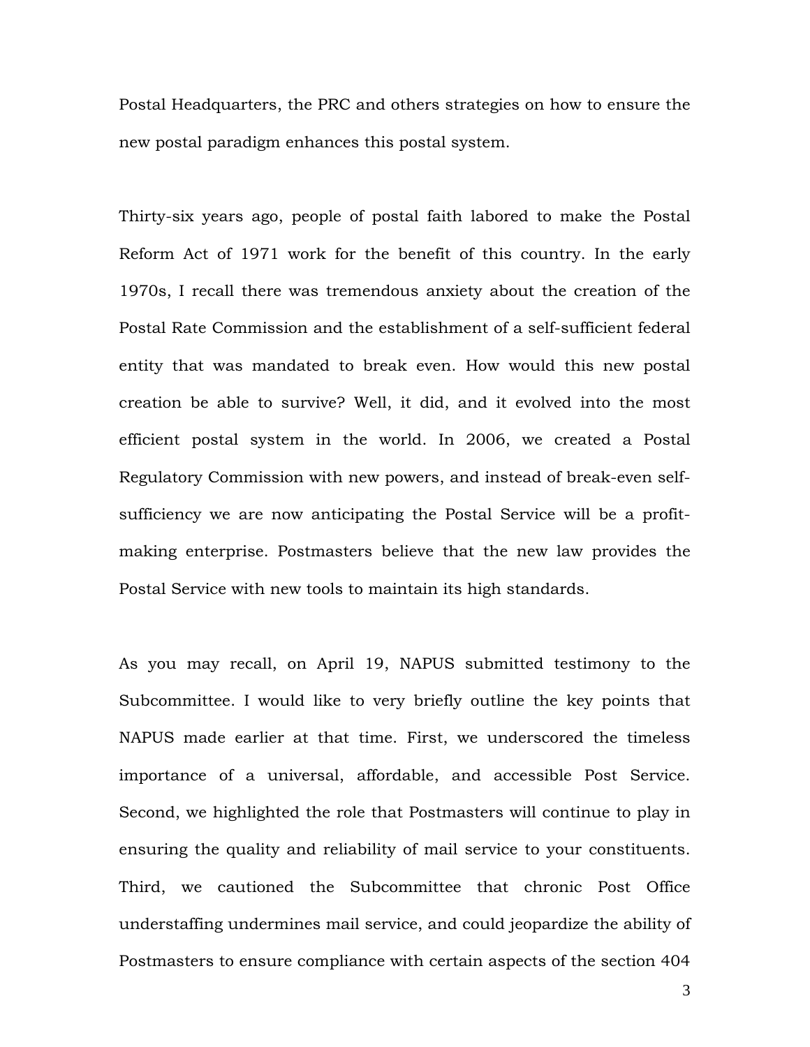Postal Headquarters, the PRC and others strategies on how to ensure the new postal paradigm enhances this postal system.

Thirty-six years ago, people of postal faith labored to make the Postal Reform Act of 1971 work for the benefit of this country. In the early 1970s, I recall there was tremendous anxiety about the creation of the Postal Rate Commission and the establishment of a self-sufficient federal entity that was mandated to break even. How would this new postal creation be able to survive? Well, it did, and it evolved into the most efficient postal system in the world. In 2006, we created a Postal Regulatory Commission with new powers, and instead of break-even self-sufficiency we are now anticipating the Postal Service will be a profit-making enterprise. Postmasters believe that the new law provides the Postal Service with new tools to maintain its high standards.

As you may recall, on April 19, NAPUS submitted testimony to the Subcommittee. I would like to very briefly outline the key points that NAPUS made earlier at that time. First, we underscored the timeless importance of a universal, affordable, and accessible Post Service. Second, we highlighted the role that Postmasters will continue to play in ensuring the quality and reliability of mail service to your constituents. Third, we cautioned the Subcommittee that chronic Post Office understaffing undermines mail service, and could jeopardize the ability of Postmasters to ensure compliance with certain aspects of the section 404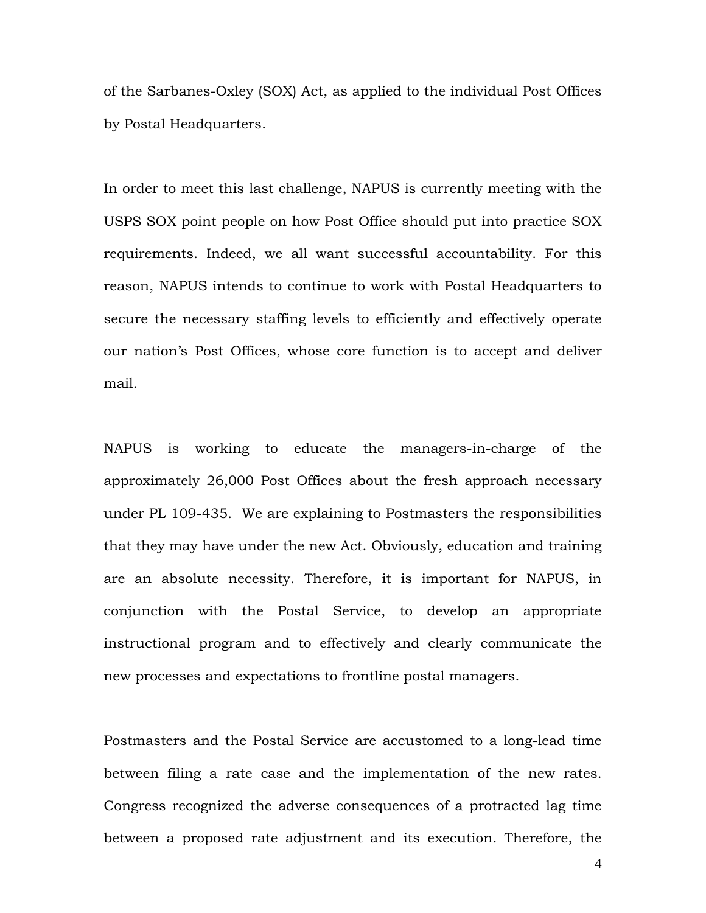of the Sarbanes-Oxley (SOX) Act, as applied to the individual Post Offices by Postal Headquarters.

In order to meet this last challenge, NAPUS is currently meeting with the USPS SOX point people on how Post Office should put into practice SOX requirements. Indeed, we all want successful accountability. For this reason, NAPUS intends to continue to work with Postal Headquarters to secure the necessary staffing levels to efficiently and effectively operate our nation's Post Offices, whose core function is to accept and deliver mail.

NAPUS is working to educate the managers-in-charge of the approximately 26,000 Post Offices about the fresh approach necessary under PL 109-435. We are explaining to Postmasters the responsibilities that they may have under the new Act. Obviously, education and training are an absolute necessity. Therefore, it is important for NAPUS, in conjunction with the Postal Service, to develop an appropriate instructional program and to effectively and clearly communicate the new processes and expectations to frontline postal managers.

Postmasters and the Postal Service are accustomed to a long-lead time between filing a rate case and the implementation of the new rates. Congress recognized the adverse consequences of a protracted lag time between a proposed rate adjustment and its execution. Therefore, the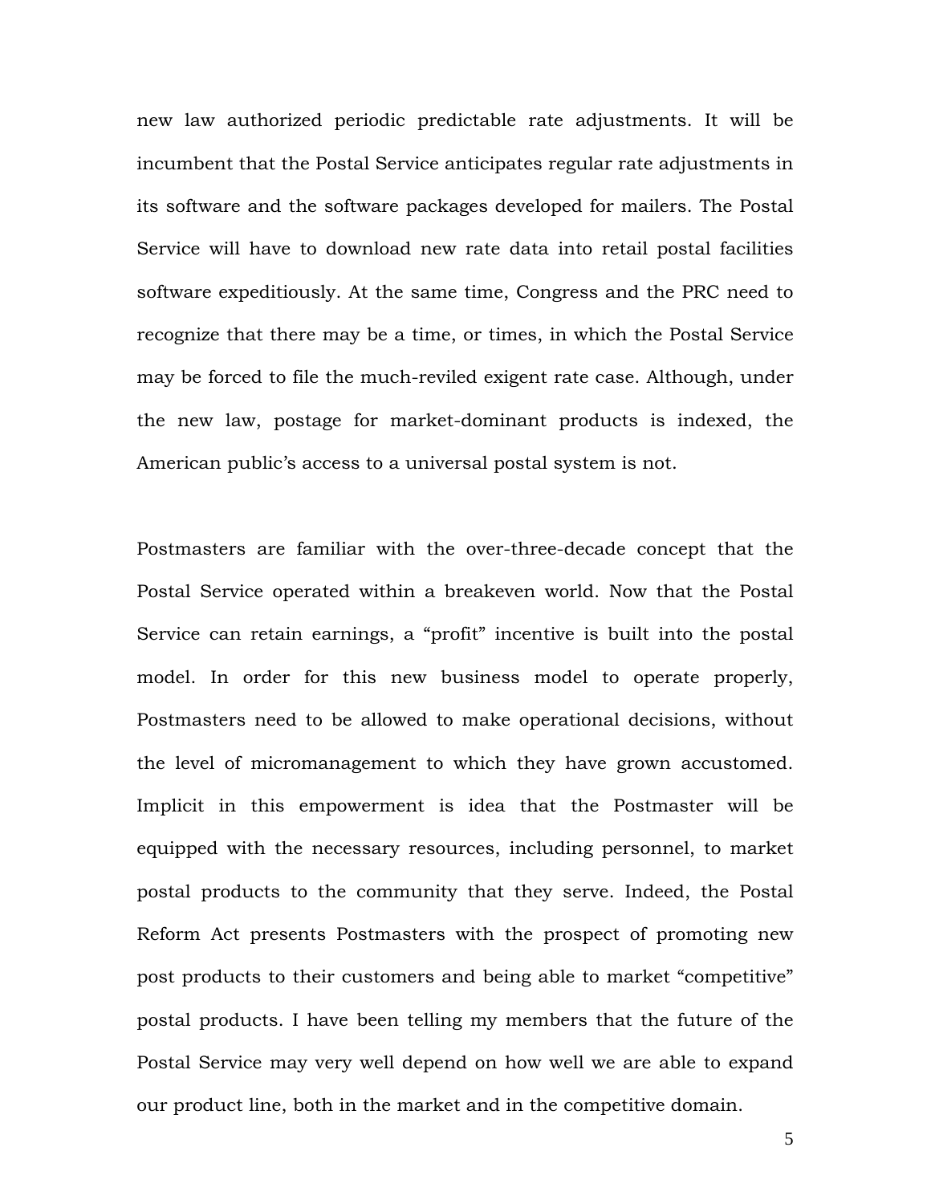new law authorized periodic predictable rate adjustments. It will be incumbent that the Postal Service anticipates regular rate adjustments in its software and the software packages developed for mailers. The Postal Service will have to download new rate data into retail postal facilities software expeditiously. At the same time, Congress and the PRC need to recognize that there may be a time, or times, in which the Postal Service may be forced to file the much-reviled exigent rate case. Although, under the new law, postage for market-dominant products is indexed, the American public's access to a universal postal system is not.

Postmasters are familiar with the over-three-decade concept that the Postal Service operated within a breakeven world. Now that the Postal Service can retain earnings, a "profit" incentive is built into the postal model. In order for this new business model to operate properly, Postmasters need to be allowed to make operational decisions, without the level of micromanagement to which they have grown accustomed. Implicit in this empowerment is idea that the Postmaster will be equipped with the necessary resources, including personnel, to market postal products to the community that they serve. Indeed, the Postal Reform Act presents Postmasters with the prospect of promoting new post products to their customers and being able to market "competitive" postal products. I have been telling my members that the future of the Postal Service may very well depend on how well we are able to expand our product line, both in the market and in the competitive domain.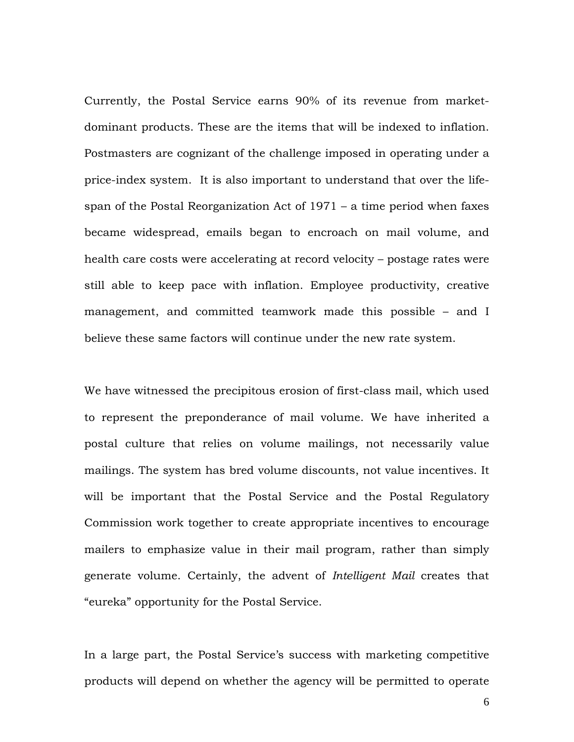Currently, the Postal Service earns 90% of its revenue from market-dominant products. These are the items that will be indexed to inflation. Postmasters are cognizant of the challenge imposed in operating under a price-index system. It is also important to understand that over the life-span of the Postal Reorganization Act of 1971 – a time period when faxes became widespread, emails began to encroach on mail volume, and health care costs were accelerating at record velocity – postage rates were still able to keep pace with inflation. Employee productivity, creative management, and committed teamwork made this possible – and I believe these same factors will continue under the new rate system.

We have witnessed the precipitous erosion of first-class mail, which used to represent the preponderance of mail volume. We have inherited a postal culture that relies on volume mailings, not necessarily value mailings. The system has bred volume discounts, not value incentives. It will be important that the Postal Service and the Postal Regulatory Commission work together to create appropriate incentives to encourage mailers to emphasize value in their mail program, rather than simply generate volume. Certainly, the advent of *Intelligent Mail* creates that "eureka" opportunity for the Postal Service.

In a large part, the Postal Service's success with marketing competitive products will depend on whether the agency will be permitted to operate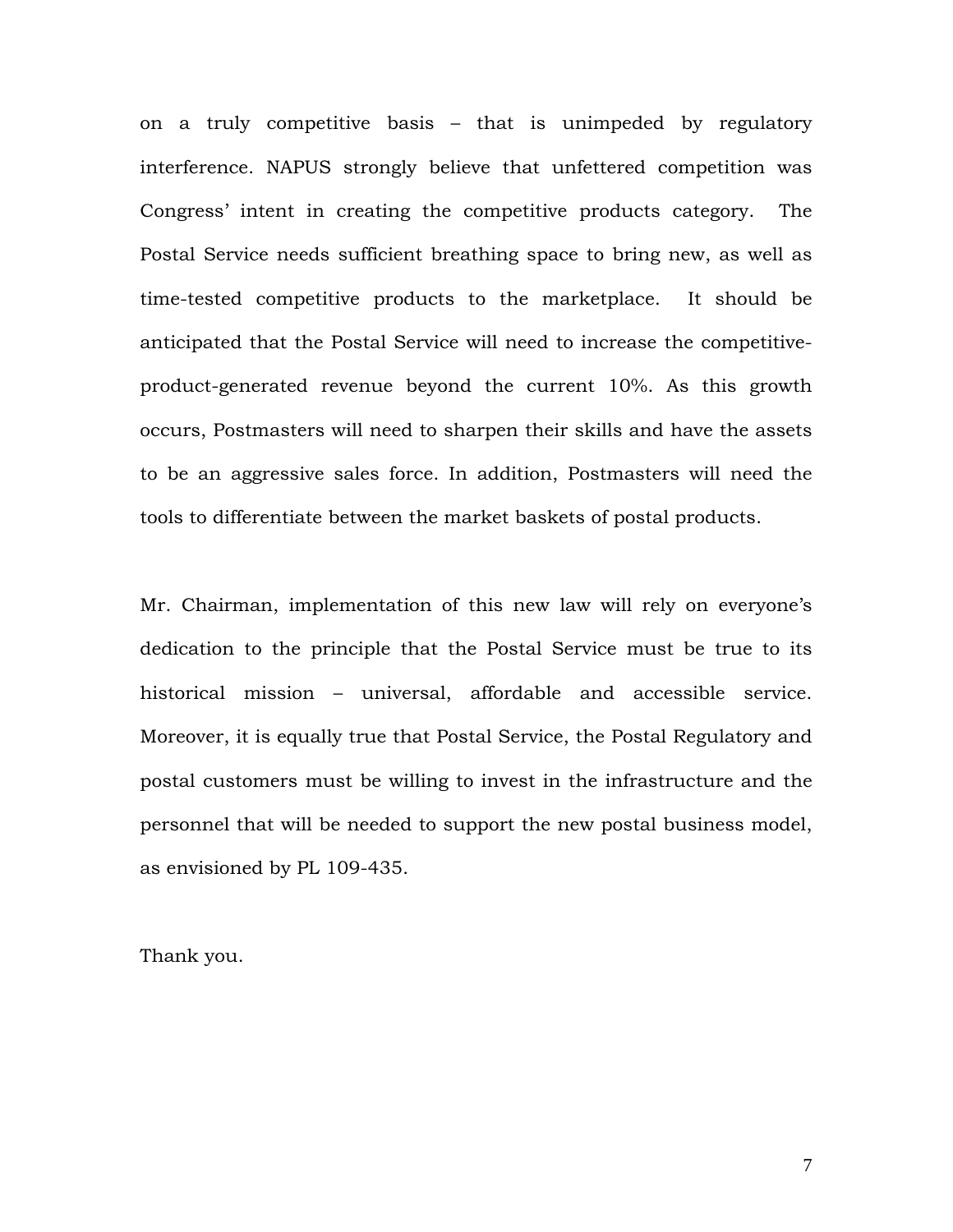on a truly competitive basis – that is unimpeded by regulatory interference. NAPUS strongly believe that unfettered competition was Congress' intent in creating the competitive products category. The Postal Service needs sufficient breathing space to bring new, as well as time-tested competitive products to the marketplace. It should be anticipated that the Postal Service will need to increase the competitive-product-generated revenue beyond the current 10%. As this growth occurs, Postmasters will need to sharpen their skills and have the assets to be an aggressive sales force. In addition, Postmasters will need the tools to differentiate between the market baskets of postal products.

Mr. Chairman, implementation of this new law will rely on everyone's dedication to the principle that the Postal Service must be true to its historical mission – universal, affordable and accessible service. Moreover, it is equally true that Postal Service, the Postal Regulatory and postal customers must be willing to invest in the infrastructure and the personnel that will be needed to support the new postal business model, as envisioned by PL 109-435.

Thank you.